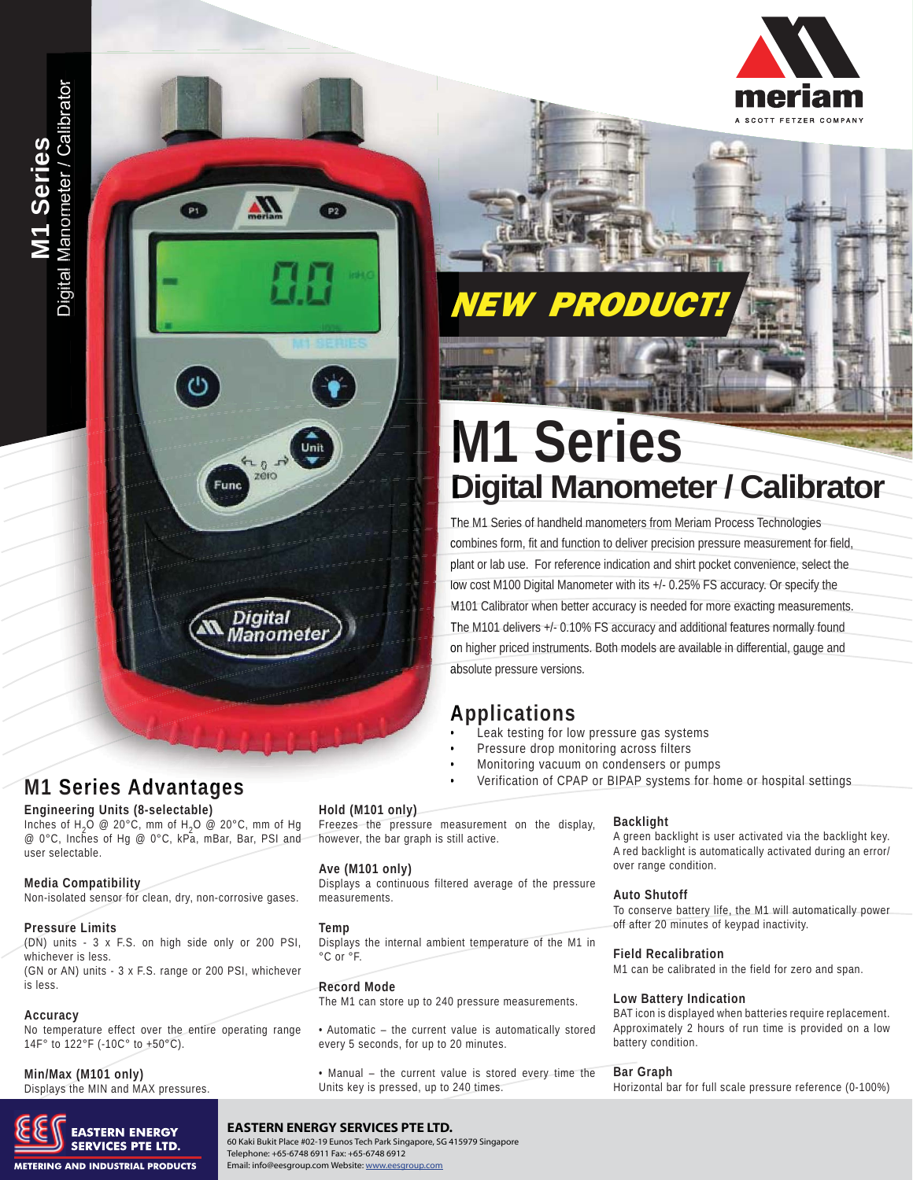meriam

A SCOTT FETZER COMPANY

NEW PRODUCT!

# M1 Series

## Digital Manometer / Calibrator

The M1 Series of handheld manometers from Meriam Process Technologies combines form, fit and function to deliver precision pressure measurement for field, plant or lab use. For reference indication and shirt pocket convenience, select the low cost M100 Digital Manometer with its +/- 0.25% FS accuracy. Or specify the M101 Calibrator when better accuracy is needed for more exacting measurements. The M101 delivers +/- 0.10% FS accuracy and additional features normally found on higher priced instruments. Both models are available in differential, gauge and absolute pressure versions.

## Applications

- Leak testing for low pressure gas systems
- Pressure drop monitoring across filters
- Monitoring vacuum on condensers or pumps
- Verification of CPAP or BIPAP systems for home or hospital settings

## M1 Series Advantages

**Engineering Units (8-selectable)**
Inches of $H_2O$ @ 20°C, mm of $H_2O$ @ 20°C, mm of Hg @ 0°C, Inches of Hg @ 0°C, kPa, mBar, Bar, PSI and user selectable.

**Media Compatibility**
Non-isolated sensor for clean, dry, non-corrosive gases.

**Pressure Limits**
(DN) units - 3 x F.S. on high side only or 200 PSI, whichever is less.
(GN or AN) units - 3 x F.S. range or 200 PSI, whichever is less.

**Accuracy**
No temperature effect over the entire operating range 14F° to 122°F (-10C° to +50°C).

**Min/Max (M101 only)**
Displays the MIN and MAX pressures.

**Hold (M101 only)**
Freezes the pressure measurement on the display, however, the bar graph is still active.

**Ave (M101 only)**
Displays a continuous filtered average of the pressure measurements.

**Temp**
Displays the internal ambient temperature of the M1 in °C or °F.

**Record Mode**
The M1 can store up to 240 pressure measurements.

• Automatic – the current value is automatically stored every 5 seconds, for up to 20 minutes.

• Manual – the current value is stored every time the Units key is pressed, up to 240 times.

**Backlight**
A green backlight is user activated via the backlight key. A red backlight is automatically activated during an error/ over range condition.

**Auto Shutoff**
To conserve battery life, the M1 will automatically power off after 20 minutes of keypad inactivity.

**Field Recalibration**
M1 can be calibrated in the field for zero and span.

**Low Battery Indication**
BAT icon is displayed when batteries require replacement. Approximately 2 hours of run time is provided on a low battery condition.

**Bar Graph**
Horizontal bar for full scale pressure reference (0-100%)

EASTERN ENERGY SERVICES PTE LTD.
METERING AND INDUSTRIAL PRODUCTS

**EASTERN ENERGY SERVICES PTE LTD.**
60 Kaki Bukit Place #02-19 Eunos Tech Park Singapore, SG 415979 Singapore
Telephone: +65-6748 6911 Fax: +65-6748 6912
Email: info@eesgroup.com Website: www.eesgroup.com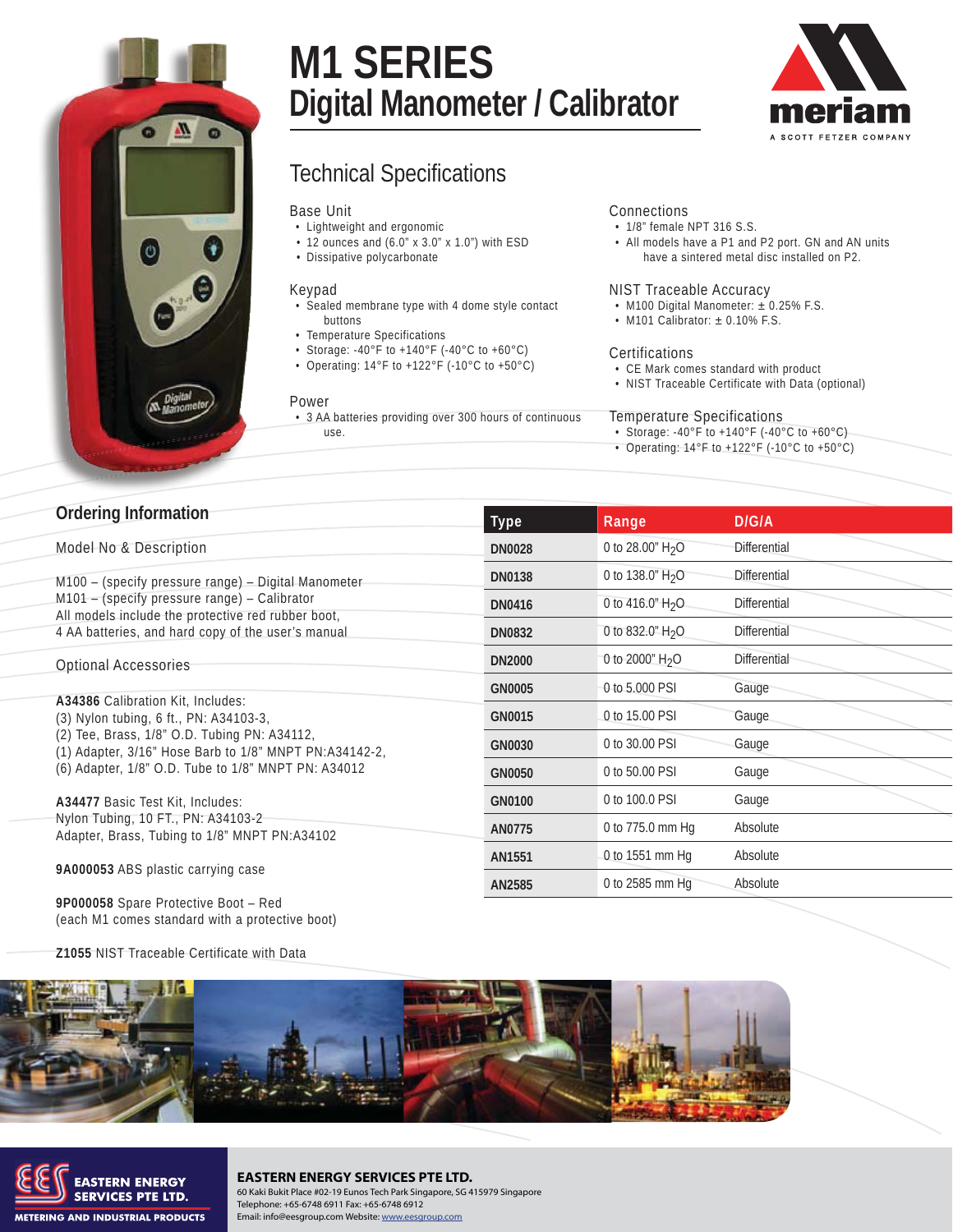# M1 SERIES

## Digital Manometer / Calibrator

meriam
A SCOTT FETZER COMPANY

## Technical Specifications

### Base Unit

- Lightweight and ergonomic
- 12 ounces and (6.0" x 3.0" x 1.0") with ESD
- Dissipative polycarbonate

### Keypad

- Sealed membrane type with 4 dome style contact buttons
- Temperature Specifications
- Storage: -40°F to +140°F (-40°C to +60°C)
- Operating: 14°F to +122°F (-10°C to +50°C)

### Power

- 3 AA batteries providing over 300 hours of continuous use.

### Connections

- 1/8" female NPT 316 S.S.
- All models have a P1 and P2 port. GN and AN units have a sintered metal disc installed on P2.

### NIST Traceable Accuracy

- M100 Digital Manometer: ± 0.25% F.S.
- M101 Calibrator: ± 0.10% F.S.

### Certifications

- CE Mark comes standard with product
- NIST Traceable Certificate with Data (optional)

### Temperature Specifications

- Storage: -40°F to +140°F (-40°C to +60°C)
- Operating: 14°F to +122°F (-10°C to +50°C)

## Ordering Information

### Model No & Description

M100 – (specify pressure range) – Digital Manometer
M101 – (specify pressure range) – Calibrator
All models include the protective red rubber boot, 4 AA batteries, and hard copy of the user's manual

### Optional Accessories

**A34386** Calibration Kit, Includes:
(3) Nylon tubing, 6 ft., PN: A34103-3,
(2) Tee, Brass, 1/8" O.D. Tubing PN: A34112,
(1) Adapter, 3/16" Hose Barb to 1/8" MNPT PN:A34142-2,
(6) Adapter, 1/8" O.D. Tube to 1/8" MNPT PN: A34012

**A34477** Basic Test Kit, Includes:
Nylon Tubing, 10 FT., PN: A34103-2
Adapter, Brass, Tubing to 1/8" MNPT PN:A34102

**9A000053** ABS plastic carrying case

**9P000058** Spare Protective Boot – Red
(each M1 comes standard with a protective boot)

**Z1055** NIST Traceable Certificate with Data

| Type | Range | D/G/A |
|---|---|---|
| DN0028 | 0 to 28.00" $H_2O$ | Differential |
| DN0138 | 0 to 138.0" $H_2O$ | Differential |
| DN0416 | 0 to 416.0" $H_2O$ | Differential |
| DN0832 | 0 to 832.0" $H_2O$ | Differential |
| DN2000 | 0 to 2000" $H_2O$ | Differential |
| GN0005 | 0 to 5.000 PSI | Gauge |
| GN0015 | 0 to 15.00 PSI | Gauge |
| GN0030 | 0 to 30.00 PSI | Gauge |
| GN0050 | 0 to 50.00 PSI | Gauge |
| GN0100 | 0 to 100.0 PSI | Gauge |
| AN0775 | 0 to 775.0 mm Hg | Absolute |
| AN1551 | 0 to 1551 mm Hg | Absolute |
| AN2585 | 0 to 2585 mm Hg | Absolute |

EASTERN ENERGY SERVICES PTE LTD.
METERING AND INDUSTRIAL PRODUCTS

**EASTERN ENERGY SERVICES PTE LTD.**
60 Kaki Bukit Place #02-19 Eunos Tech Park Singapore, SG 415979 Singapore
Telephone: +65-6748 6911 Fax: +65-6748 6912
Email: info@eesgroup.com Website: www.eesgroup.com